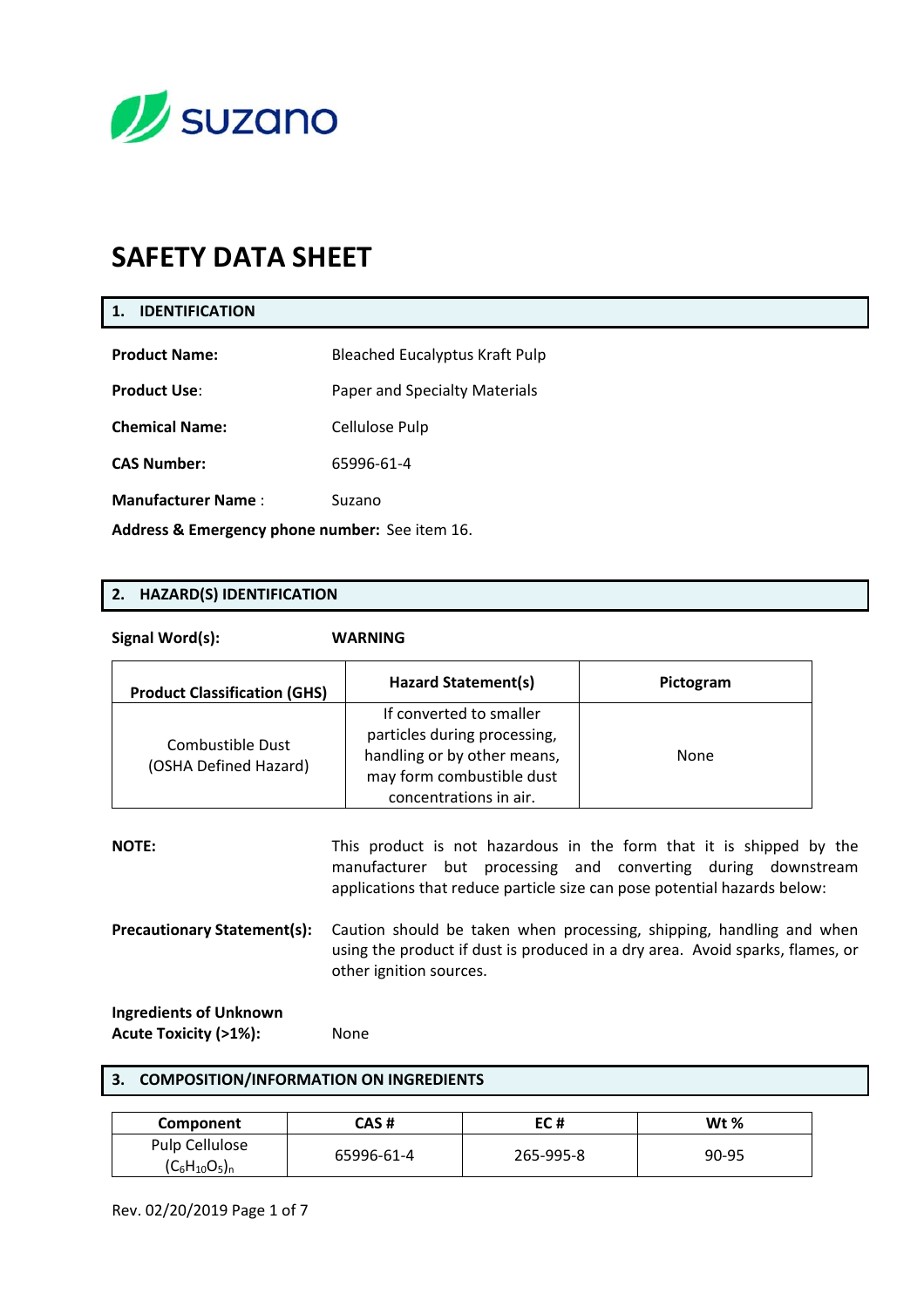suzano

# SAFETY DATA SHEET

## 1. IDENTIFICATION

**Product Name:** Bleached Eucalyptus Kraft Pulp

**Product Use**: Paper and Specialty Materials

**Chemical Name:** Cellulose Pulp

**CAS Number:** 65996-61-4

**Manufacturer Name** : Suzano

**Address & Emergency phone number:** See item 16.

## 2. HAZARD(S) IDENTIFICATION

**Signal Word(s):** **WARNING**

| Product Classification (GHS) | Hazard Statement(s) | Pictogram |
|---|---|---|
| Combustible Dust (OSHA Defined Hazard) | If converted to smaller particles during processing, handling or by other means, may form combustible dust concentrations in air. | None |

**NOTE:** This product is not hazardous in the form that it is shipped by the manufacturer but processing and converting during downstream applications that reduce particle size can pose potential hazards below:

**Precautionary Statement(s):** Caution should be taken when processing, shipping, handling and when using the product if dust is produced in a dry area. Avoid sparks, flames, or other ignition sources.

**Ingredients of Unknown Acute Toxicity (>1%):** None

## 3. COMPOSITION/INFORMATION ON INGREDIENTS

| Component | CAS # | EC # | Wt % |
|---|---|---|---|
| Pulp Cellulose $(C_6H_{10}O_5)_n$ | 65996-61-4 | 265-995-8 | 90-95 |

Rev. 02/20/2019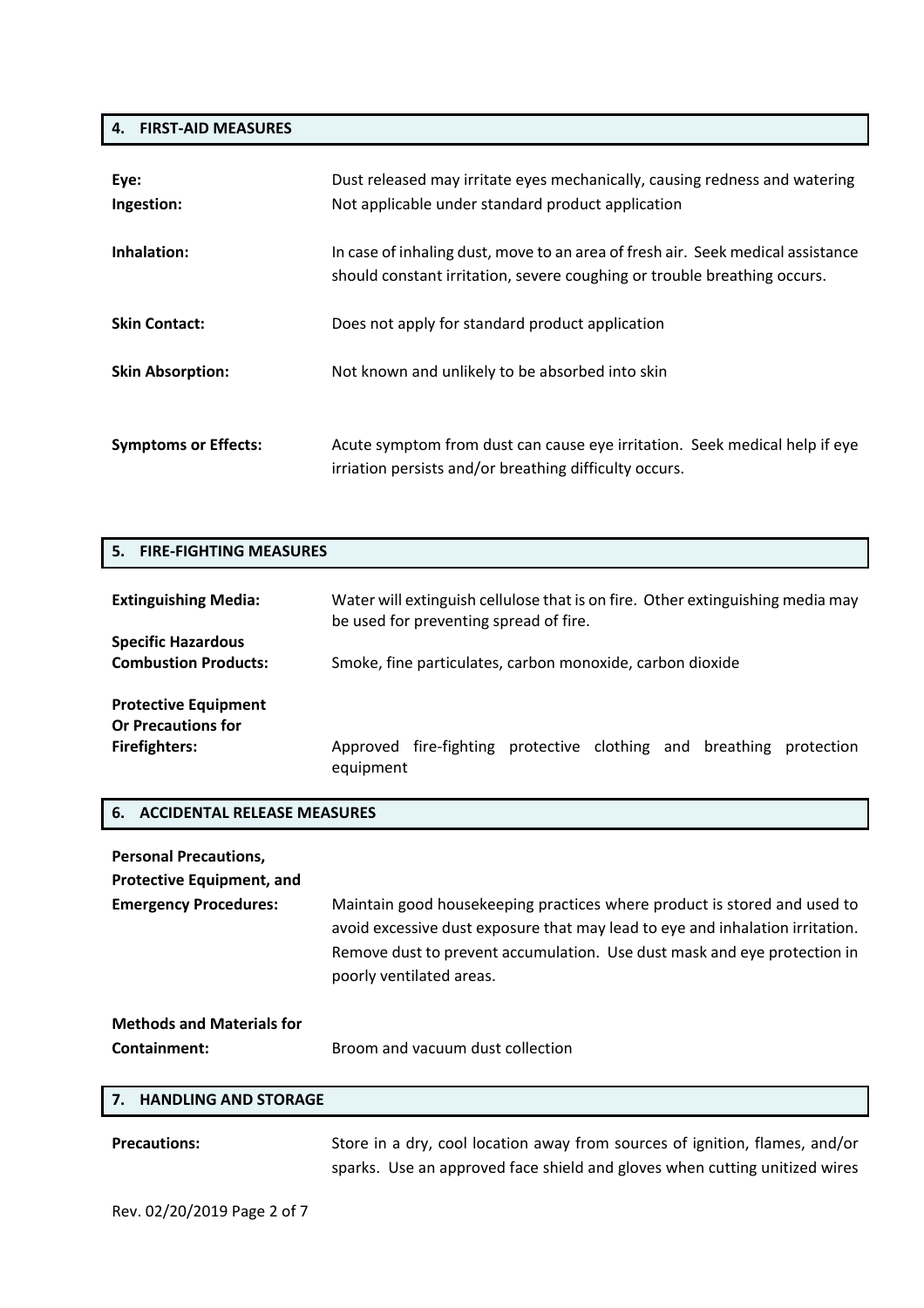## 4. FIRST-AID MEASURES

**Eye:** Dust released may irritate eyes mechanically, causing redness and watering

**Ingestion:** Not applicable under standard product application

**Inhalation:** In case of inhaling dust, move to an area of fresh air. Seek medical assistance should constant irritation, severe coughing or trouble breathing occurs.

**Skin Contact:** Does not apply for standard product application

**Skin Absorption:** Not known and unlikely to be absorbed into skin

**Symptoms or Effects:** Acute symptom from dust can cause eye irritation. Seek medical help if eye irriation persists and/or breathing difficulty occurs.

## 5. FIRE-FIGHTING MEASURES

**Extinguishing Media:** Water will extinguish cellulose that is on fire. Other extinguishing media may be used for preventing spread of fire.

**Specific Hazardous Combustion Products:** Smoke, fine particulates, carbon monoxide, carbon dioxide

**Protective Equipment Or Precautions for Firefighters:** Approved fire-fighting protective clothing and breathing protection equipment

## 6. ACCIDENTAL RELEASE MEASURES

**Personal Precautions, Protective Equipment, and Emergency Procedures:** Maintain good housekeeping practices where product is stored and used to avoid excessive dust exposure that may lead to eye and inhalation irritation. Remove dust to prevent accumulation. Use dust mask and eye protection in poorly ventilated areas.

**Methods and Materials for Containment:** Broom and vacuum dust collection

## 7. HANDLING AND STORAGE

**Precautions:** Store in a dry, cool location away from sources of ignition, flames, and/or sparks. Use an approved face shield and gloves when cutting unitized wires

Rev. 02/20/2019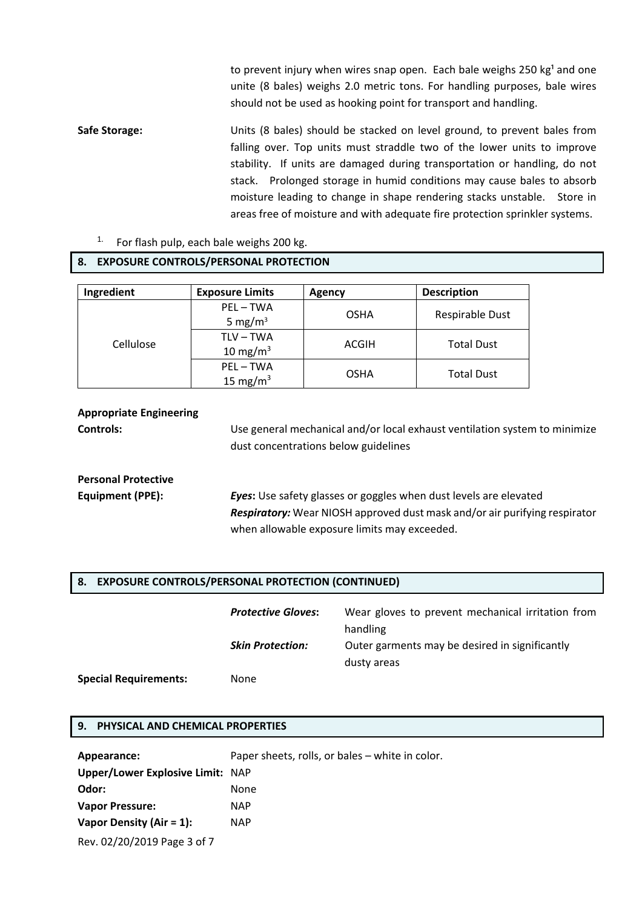to prevent injury when wires snap open. Each bale weighs 250 kg[1] and one unite (8 bales) weighs 2.0 metric tons. For handling purposes, bale wires should not be used as hooking point for transport and handling.

**Safe Storage:** Units (8 bales) should be stacked on level ground, to prevent bales from falling over. Top units must straddle two of the lower units to improve stability. If units are damaged during transportation or handling, do not stack. Prolonged storage in humid conditions may cause bales to absorb moisture leading to change in shape rendering stacks unstable. Store in areas free of moisture and with adequate fire protection sprinkler systems.

1. For flash pulp, each bale weighs 200 kg.

## 8. EXPOSURE CONTROLS/PERSONAL PROTECTION

| Ingredient | Exposure Limits | Agency | Description |
|---|---|---|---|
| Cellulose | PEL – TWA 5 $mg/m^3$ | OSHA | Respirable Dust |
| | TLV – TWA 10 $mg/m^3$ | ACGIH | Total Dust |
| | PEL – TWA 15 $mg/m^3$ | OSHA | Total Dust |

**Appropriate Engineering Controls:** Use general mechanical and/or local exhaust ventilation system to minimize dust concentrations below guidelines

**Personal Protective Equipment (PPE):**

***Eyes*****:** Use safety glasses or goggles when dust levels are elevated

***Respiratory:*** Wear NIOSH approved dust mask and/or air purifying respirator when allowable exposure limits may exceeded.

## 8. EXPOSURE CONTROLS/PERSONAL PROTECTION (CONTINUED)

***Protective Gloves*****:** Wear gloves to prevent mechanical irritation from handling

***Skin Protection:*** Outer garments may be desired in significantly dusty areas

**Special Requirements:** None

## 9. PHYSICAL AND CHEMICAL PROPERTIES

**Appearance:** Paper sheets, rolls, or bales – white in color.

**Upper/Lower Explosive Limit:** NAP

**Odor:** None

**Vapor Pressure:** NAP

**Vapor Density (Air = 1):** NAP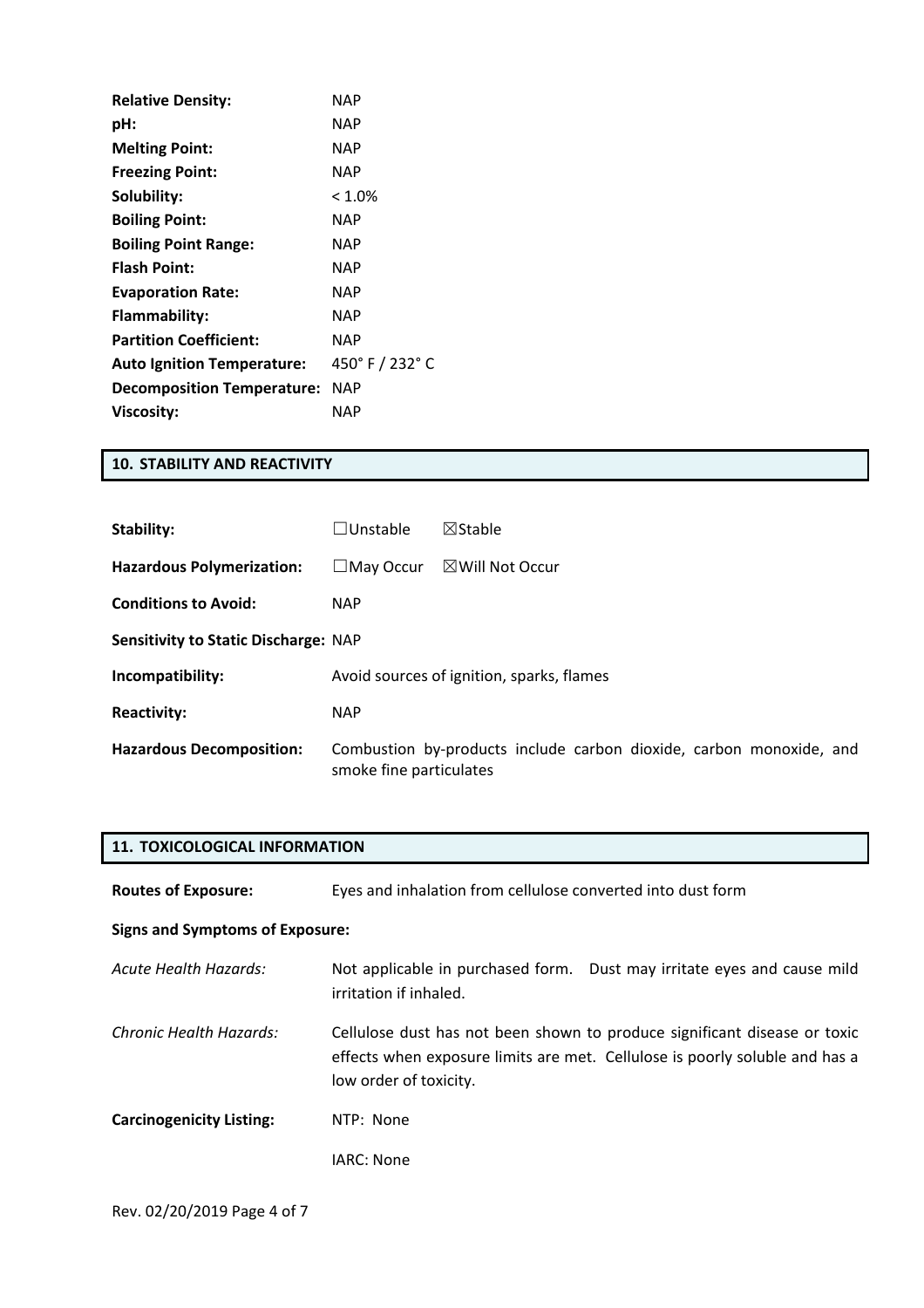| | |
|---|---|
| **Relative Density:** | NAP |
| **pH:** | NAP |
| **Melting Point:** | NAP |
| **Freezing Point:** | NAP |
| **Solubility:** | < 1.0% |
| **Boiling Point:** | NAP |
| **Boiling Point Range:** | NAP |
| **Flash Point:** | NAP |
| **Evaporation Rate:** | NAP |
| **Flammability:** | NAP |
| **Partition Coefficient:** | NAP |
| **Auto Ignition Temperature:** | 450° F / 232° C |
| **Decomposition Temperature:** | NAP |
| **Viscosity:** | NAP |

## 10. STABILITY AND REACTIVITY

**Stability:** ☐Unstable ☒Stable

**Hazardous Polymerization:** ☐May Occur ☒Will Not Occur

**Conditions to Avoid:** NAP

**Sensitivity to Static Discharge:** NAP

**Incompatibility:** Avoid sources of ignition, sparks, flames

**Reactivity:** NAP

**Hazardous Decomposition:** Combustion by-products include carbon dioxide, carbon monoxide, and smoke fine particulates

## 11. TOXICOLOGICAL INFORMATION

**Routes of Exposure:** Eyes and inhalation from cellulose converted into dust form

**Signs and Symptoms of Exposure:**

*Acute Health Hazards:* Not applicable in purchased form. Dust may irritate eyes and cause mild irritation if inhaled.

*Chronic Health Hazards:* Cellulose dust has not been shown to produce significant disease or toxic effects when exposure limits are met. Cellulose is poorly soluble and has a low order of toxicity.

**Carcinogenicity Listing:** NTP: None

IARC: None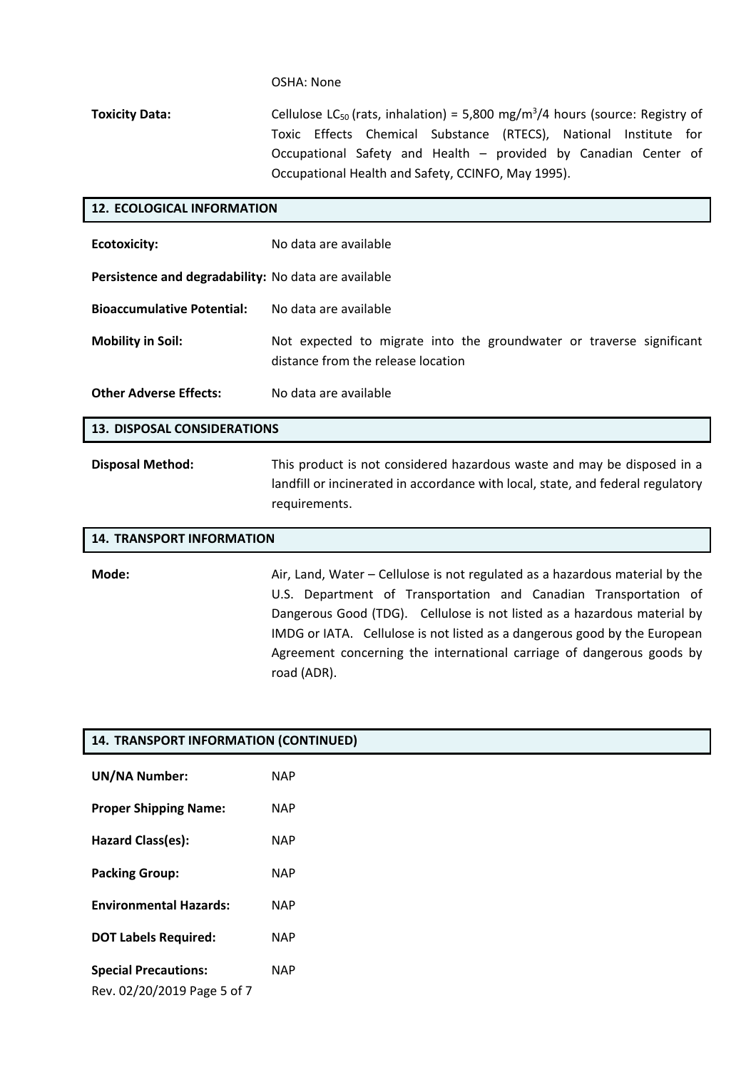OSHA: None

**Toxicity Data:** Cellulose $LC_{50}$ (rats, inhalation) = 5,800 mg/m$^3$/4 hours (source: Registry of Toxic Effects Chemical Substance (RTECS), National Institute for Occupational Safety and Health – provided by Canadian Center of Occupational Health and Safety, CCINFO, May 1995).

## 12. ECOLOGICAL INFORMATION

**Ecotoxicity:** No data are available

**Persistence and degradability:** No data are available

**Bioaccumulative Potential:** No data are available

**Mobility in Soil:** Not expected to migrate into the groundwater or traverse significant distance from the release location

**Other Adverse Effects:** No data are available

## 13. DISPOSAL CONSIDERATIONS

**Disposal Method:** This product is not considered hazardous waste and may be disposed in a landfill or incinerated in accordance with local, state, and federal regulatory requirements.

## 14. TRANSPORT INFORMATION

**Mode:** Air, Land, Water – Cellulose is not regulated as a hazardous material by the U.S. Department of Transportation and Canadian Transportation of Dangerous Good (TDG). Cellulose is not listed as a hazardous material by IMDG or IATA. Cellulose is not listed as a dangerous good by the European Agreement concerning the international carriage of dangerous goods by road (ADR).

## 14. TRANSPORT INFORMATION (CONTINUED)

**UN/NA Number:** NAP

**Proper Shipping Name:** NAP

**Hazard Class(es):** NAP

**Packing Group:** NAP

**Environmental Hazards:** NAP

**DOT Labels Required:** NAP

**Special Precautions:** NAP

Rev. 02/20/2019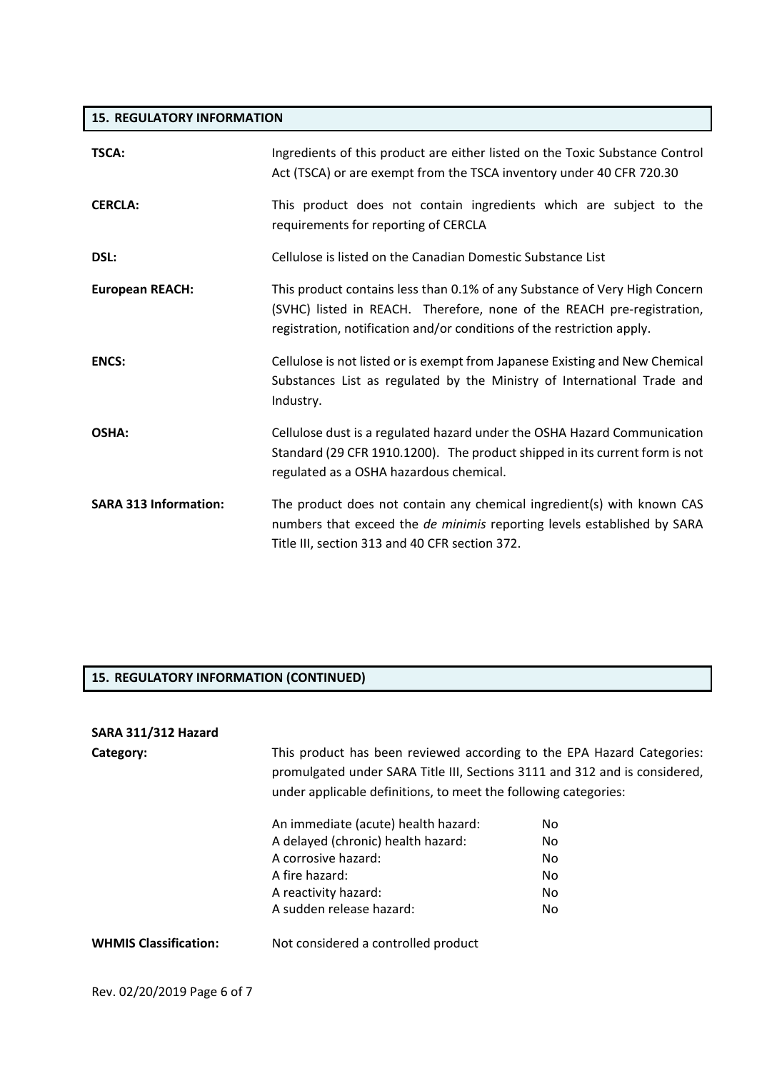## 15. REGULATORY INFORMATION

**TSCA:** Ingredients of this product are either listed on the Toxic Substance Control Act (TSCA) or are exempt from the TSCA inventory under 40 CFR 720.30

**CERCLA:** This product does not contain ingredients which are subject to the requirements for reporting of CERCLA

**DSL:** Cellulose is listed on the Canadian Domestic Substance List

**European REACH:** This product contains less than 0.1% of any Substance of Very High Concern (SVHC) listed in REACH. Therefore, none of the REACH pre-registration, registration, notification and/or conditions of the restriction apply.

**ENCS:** Cellulose is not listed or is exempt from Japanese Existing and New Chemical Substances List as regulated by the Ministry of International Trade and Industry.

**OSHA:** Cellulose dust is a regulated hazard under the OSHA Hazard Communication Standard (29 CFR 1910.1200). The product shipped in its current form is not regulated as a OSHA hazardous chemical.

**SARA 313 Information:** The product does not contain any chemical ingredient(s) with known CAS numbers that exceed the *de minimis* reporting levels established by SARA Title III, section 313 and 40 CFR section 372.

## 15. REGULATORY INFORMATION (CONTINUED)

**SARA 311/312 Hazard Category:** This product has been reviewed according to the EPA Hazard Categories: promulgated under SARA Title III, Sections 3111 and 312 and is considered, under applicable definitions, to meet the following categories:

| | |
|---|---|
| An immediate (acute) health hazard: | No |
| A delayed (chronic) health hazard: | No |
| A corrosive hazard: | No |
| A fire hazard: | No |
| A reactivity hazard: | No |
| A sudden release hazard: | No |

**WHMIS Classification:** Not considered a controlled product

Rev. 02/20/2019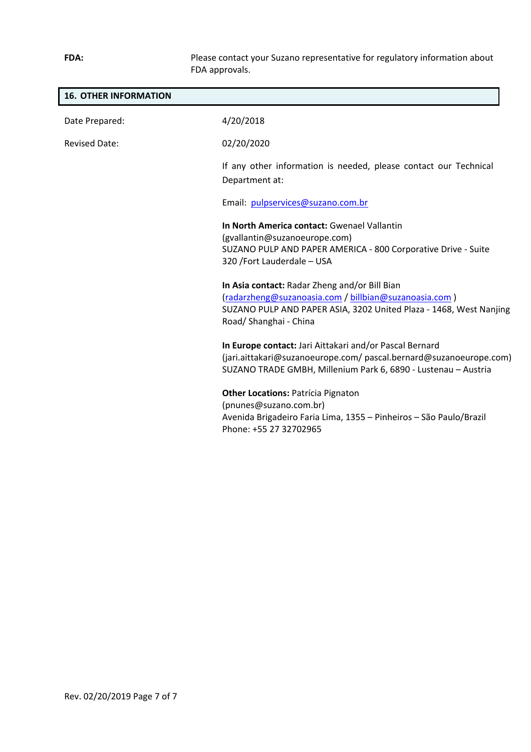**FDA:** Please contact your Suzano representative for regulatory information about FDA approvals.

## 16. OTHER INFORMATION

Date Prepared: 4/20/2018

Revised Date: 02/20/2020

If any other information is needed, please contact our Technical Department at:

Email: pulpservices@suzano.com.br

**In North America contact:** Gwenael Vallantin
(gvallantin@suzanoeurope.com)
SUZANO PULP AND PAPER AMERICA - 800 Corporative Drive - Suite 320 /Fort Lauderdale – USA

**In Asia contact:** Radar Zheng and/or Bill Bian
(radarzheng@suzanoasia.com / billbian@suzanoasia.com )
SUZANO PULP AND PAPER ASIA, 3202 United Plaza - 1468, West Nanjing Road/ Shanghai - China

**In Europe contact:** Jari Aittakari and/or Pascal Bernard
(jari.aittakari@suzanoeurope.com/ pascal.bernard@suzanoeurope.com)
SUZANO TRADE GMBH, Millenium Park 6, 6890 - Lustenau – Austria

**Other Locations:** Patrícia Pignaton
(pnunes@suzano.com.br)
Avenida Brigadeiro Faria Lima, 1355 – Pinheiros – São Paulo/Brazil
Phone: +55 27 32702965